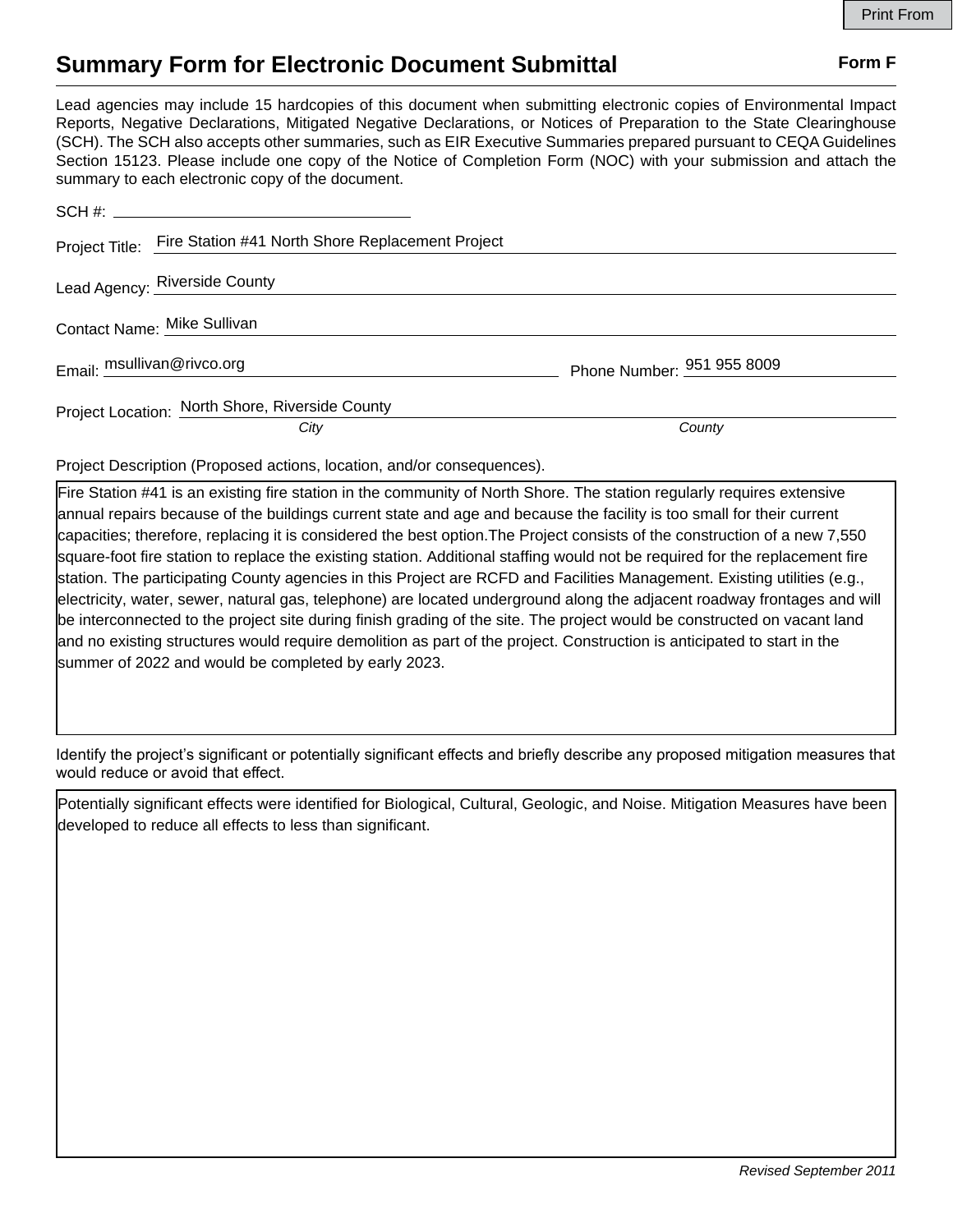Print From

# Summary Form for Electronic Document Submittal

**Form F**

Lead agencies may include 15 hardcopies of this document when submitting electronic copies of Environmental Impact Reports, Negative Declarations, Mitigated Negative Declarations, or Notices of Preparation to the State Clearinghouse (SCH). The SCH also accepts other summaries, such as EIR Executive Summaries prepared pursuant to CEQA Guidelines Section 15123. Please include one copy of the Notice of Completion Form (NOC) with your submission and attach the summary to each electronic copy of the document.

SCH #: 

Project Title: Fire Station #41 North Shore Replacement Project

Lead Agency: Riverside County

Contact Name: Mike Sullivan

Email: msullivan@rivco.org

Phone Number: 951 955 8009

Project Location: North Shore, Riverside County

*City* *County*

Project Description (Proposed actions, location, and/or consequences).

Fire Station #41 is an existing fire station in the community of North Shore. The station regularly requires extensive annual repairs because of the buildings current state and age and because the facility is too small for their current capacities; therefore, replacing it is considered the best option.The Project consists of the construction of a new 7,550 square-foot fire station to replace the existing station. Additional staffing would not be required for the replacement fire station. The participating County agencies in this Project are RCFD and Facilities Management. Existing utilities (e.g., electricity, water, sewer, natural gas, telephone) are located underground along the adjacent roadway frontages and will be interconnected to the project site during finish grading of the site. The project would be constructed on vacant land and no existing structures would require demolition as part of the project. Construction is anticipated to start in the summer of 2022 and would be completed by early 2023.

Identify the project's significant or potentially significant effects and briefly describe any proposed mitigation measures that would reduce or avoid that effect.

Potentially significant effects were identified for Biological, Cultural, Geologic, and Noise. Mitigation Measures have been developed to reduce all effects to less than significant.

*Revised September 2011*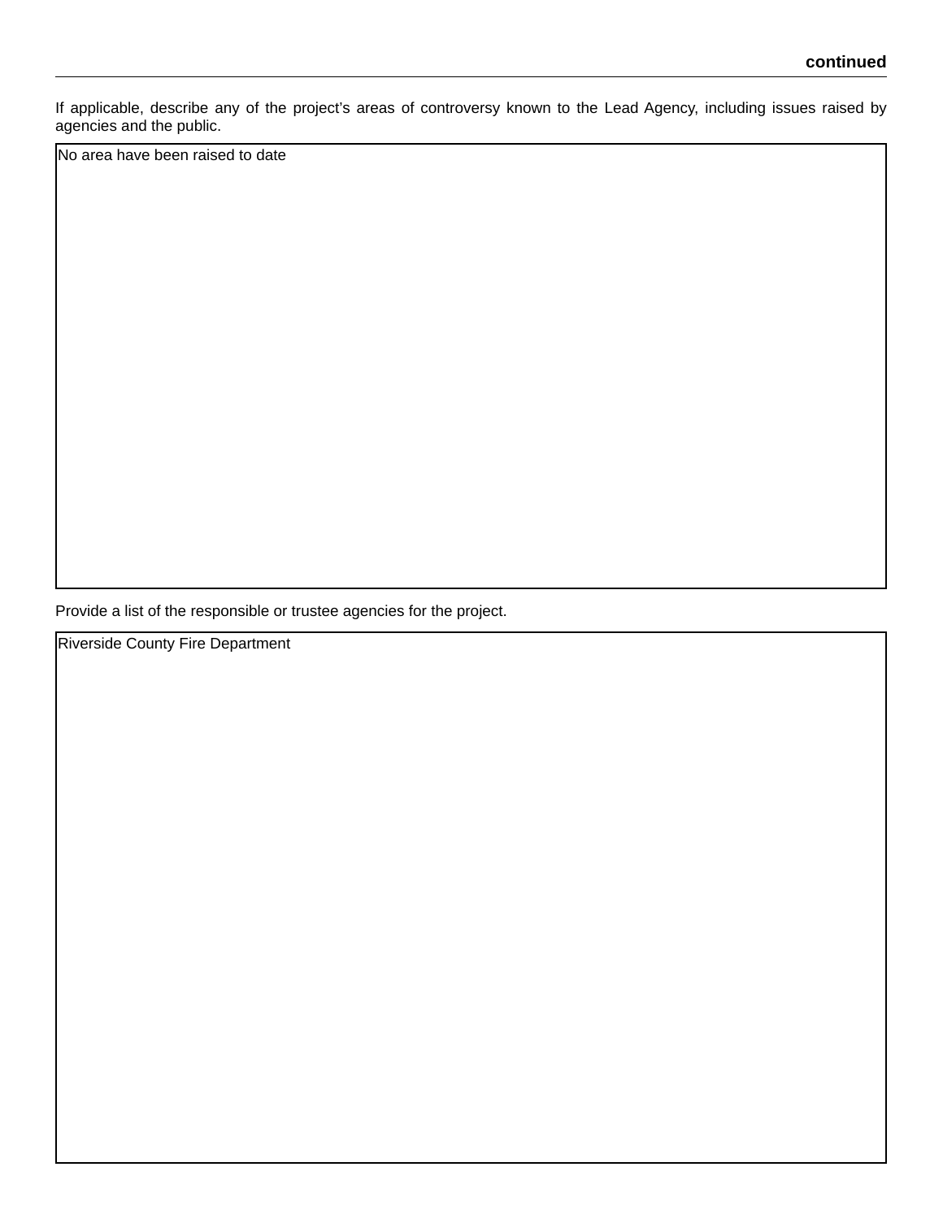**continued**

If applicable, describe any of the project's areas of controversy known to the Lead Agency, including issues raised by agencies and the public.

No area have been raised to date

Provide a list of the responsible or trustee agencies for the project.

Riverside County Fire Department